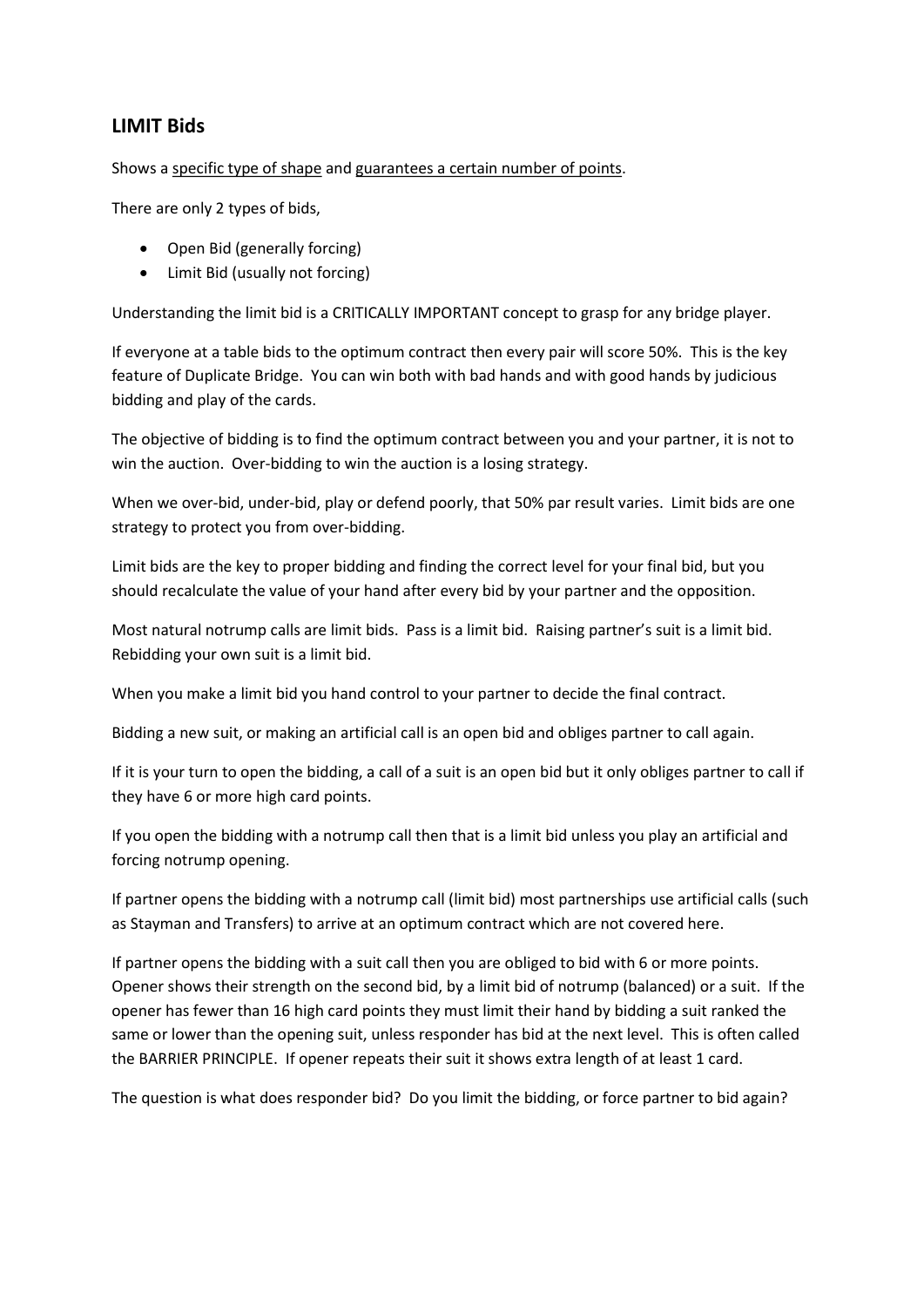## LIMIT Bids

Shows a <u>specific type of shape</u> and <u>guarantees a certain number of points</u>.

There are only 2 types of bids,

- Open Bid (generally forcing)
- Limit Bid (usually not forcing)

Understanding the limit bid is a CRITICALLY IMPORTANT concept to grasp for any bridge player.

If everyone at a table bids to the optimum contract then every pair will score 50%. This is the key feature of Duplicate Bridge. You can win both with bad hands and with good hands by judicious bidding and play of the cards.

The objective of bidding is to find the optimum contract between you and your partner, it is not to win the auction. Over-bidding to win the auction is a losing strategy.

When we over-bid, under-bid, play or defend poorly, that 50% par result varies. Limit bids are one strategy to protect you from over-bidding.

Limit bids are the key to proper bidding and finding the correct level for your final bid, but you should recalculate the value of your hand after every bid by your partner and the opposition.

Most natural notrump calls are limit bids. Pass is a limit bid. Raising partner's suit is a limit bid. Rebidding your own suit is a limit bid.

When you make a limit bid you hand control to your partner to decide the final contract.

Bidding a new suit, or making an artificial call is an open bid and obliges partner to call again.

If it is your turn to open the bidding, a call of a suit is an open bid but it only obliges partner to call if they have 6 or more high card points.

If you open the bidding with a notrump call then that is a limit bid unless you play an artificial and forcing notrump opening.

If partner opens the bidding with a notrump call (limit bid) most partnerships use artificial calls (such as Stayman and Transfers) to arrive at an optimum contract which are not covered here.

If partner opens the bidding with a suit call then you are obliged to bid with 6 or more points. Opener shows their strength on the second bid, by a limit bid of notrump (balanced) or a suit. If the opener has fewer than 16 high card points they must limit their hand by bidding a suit ranked the same or lower than the opening suit, unless responder has bid at the next level. This is often called the BARRIER PRINCIPLE. If opener repeats their suit it shows extra length of at least 1 card.

The question is what does responder bid? Do you limit the bidding, or force partner to bid again?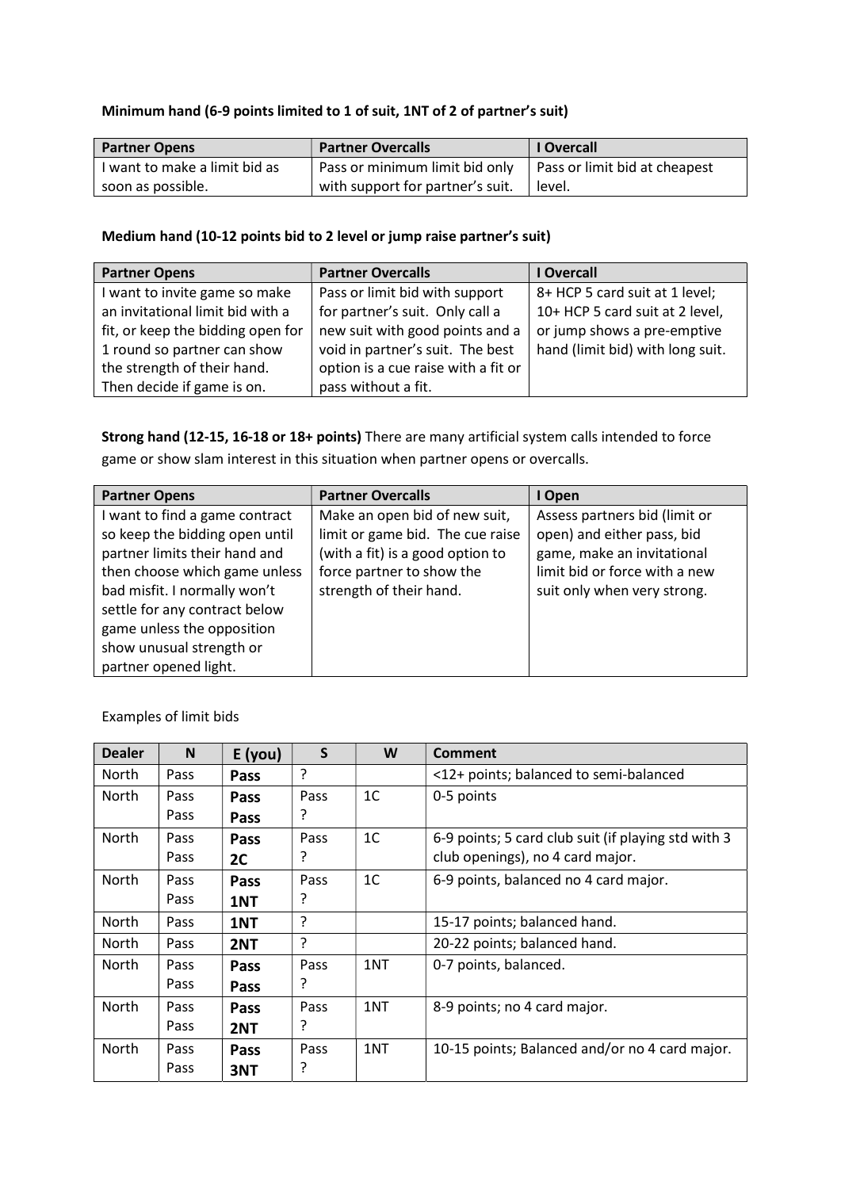**Minimum hand (6-9 points limited to 1 of suit, 1NT of 2 of partner's suit)**

| Partner Opens | Partner Overcalls | I Overcall |
|---|---|---|
| I want to make a limit bid as soon as possible. | Pass or minimum limit bid only with support for partner's suit. | Pass or limit bid at cheapest level. |

**Medium hand (10-12 points bid to 2 level or jump raise partner's suit)**

| Partner Opens | Partner Overcalls | I Overcall |
|---|---|---|
| I want to invite game so make an invitational limit bid with a fit, or keep the bidding open for 1 round so partner can show the strength of their hand. Then decide if game is on. | Pass or limit bid with support for partner's suit. Only call a new suit with good points and a void in partner's suit. The best option is a cue raise with a fit or pass without a fit. | 8+ HCP 5 card suit at 1 level; 10+ HCP 5 card suit at 2 level, or jump shows a pre-emptive hand (limit bid) with long suit. |

**Strong hand (12-15, 16-18 or 18+ points)** There are many artificial system calls intended to force game or show slam interest in this situation when partner opens or overcalls.

| Partner Opens | Partner Overcalls | I Open |
|---|---|---|
| I want to find a game contract so keep the bidding open until partner limits their hand and then choose which game unless bad misfit. I normally won't settle for any contract below game unless the opposition show unusual strength or partner opened light. | Make an open bid of new suit, limit or game bid. The cue raise (with a fit) is a good option to force partner to show the strength of their hand. | Assess partners bid (limit or open) and either pass, bid game, make an invitational limit bid or force with a new suit only when very strong. |

Examples of limit bids

| Dealer | N | E (you) | S | W | Comment |
|---|---|---|---|---|---|
| North | Pass | **Pass** | ? | | <12+ points; balanced to semi-balanced |
| North | Pass<br>Pass | **Pass**<br>**Pass** | Pass<br>? | 1C | 0-5 points |
| North | Pass<br>Pass | **Pass**<br>**2C** | Pass<br>? | 1C | 6-9 points; 5 card club suit (if playing std with 3 club openings), no 4 card major. |
| North | Pass<br>Pass | **Pass**<br>**1NT** | Pass<br>? | 1C | 6-9 points, balanced no 4 card major. |
| North | Pass | **1NT** | ? | | 15-17 points; balanced hand. |
| North | Pass | **2NT** | ? | | 20-22 points; balanced hand. |
| North | Pass<br>Pass | **Pass**<br>**Pass** | Pass<br>? | 1NT | 0-7 points, balanced. |
| North | Pass<br>Pass | **Pass**<br>**2NT** | Pass<br>? | 1NT | 8-9 points; no 4 card major. |
| North | Pass<br>Pass | **Pass**<br>**3NT** | Pass<br>? | 1NT | 10-15 points; Balanced and/or no 4 card major. |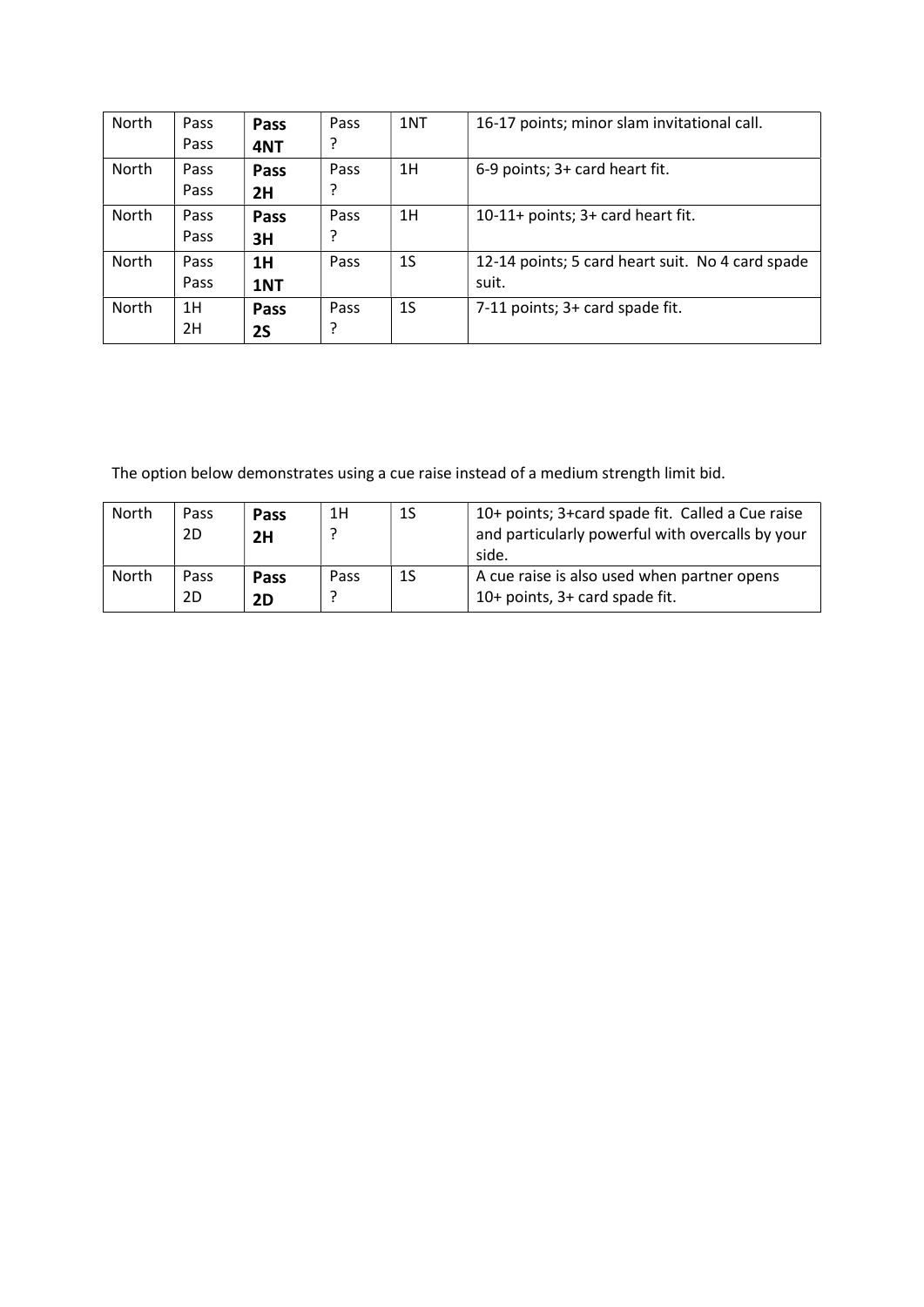| | | | | | |
|---|---|---|---|---|---|
| North | Pass<br>Pass | **Pass**<br>**4NT** | Pass<br>? | 1NT | 16-17 points; minor slam invitational call. |
| North | Pass<br>Pass | **Pass**<br>**2H** | Pass<br>? | 1H | 6-9 points; 3+ card heart fit. |
| North | Pass<br>Pass | **Pass**<br>**3H** | Pass<br>? | 1H | 10-11+ points; 3+ card heart fit. |
| North | Pass<br>Pass | **1H**<br>**1NT** | Pass | 1S | 12-14 points; 5 card heart suit. No 4 card spade suit. |
| North | 1H<br>2H | **Pass**<br>**2S** | Pass<br>? | 1S | 7-11 points; 3+ card spade fit. |

The option below demonstrates using a cue raise instead of a medium strength limit bid.

| | | | | | |
|---|---|---|---|---|---|
| North | Pass<br>2D | **Pass**<br>**2H** | 1H<br>? | 1S | 10+ points; 3+card spade fit. Called a Cue raise and particularly powerful with overcalls by your side. |
| North | Pass<br>2D | **Pass**<br>**2D** | Pass<br>? | 1S | A cue raise is also used when partner opens 10+ points, 3+ card spade fit. |